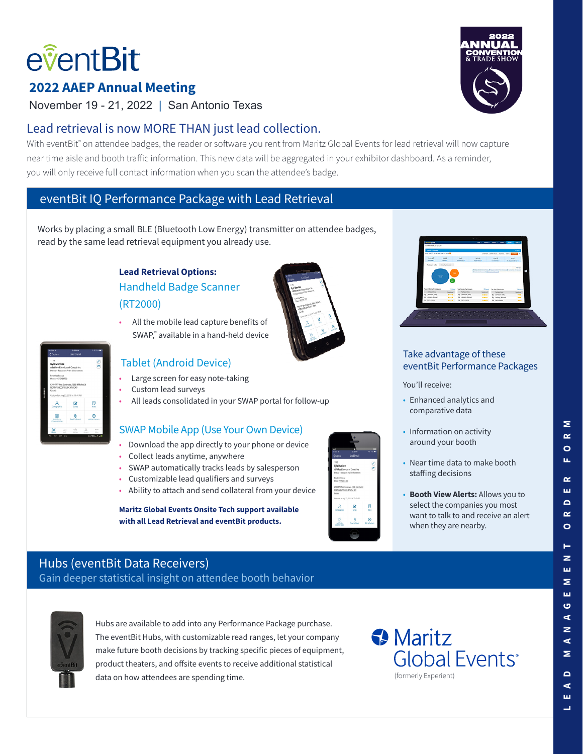# eventBit

## 2022 AAEP Annual Meeting

November 19 - 21, 2022 | San Antonio Texas

## Lead retrieval is now MORE THAN just lead collection.

With eventBit® on attendee badges, the reader or software you rent from Maritz Global Events for lead retrieval will now capture near time aisle and booth traffic information. This new data will be aggregated in your exhibitor dashboard. As a reminder, you will only receive full contact information when you scan the attendee's badge.

## eventBit IQ Performance Package with Lead Retrieval

Works by placing a small BLE (Bluetooth Low Energy) transmitter on attendee badges, read by the same lead retrieval equipment you already use.

**Lead Retrieval Options:**

### Handheld Badge Scanner (RT2000)

- All the mobile lead capture benefits of SWAP,® available in a hand-held device

### Tablet (Android Device)

- Large screen for easy note-taking
- Custom lead surveys
- All leads consolidated in your SWAP portal for follow-up

### SWAP Mobile App (Use Your Own Device)

- Download the app directly to your phone or device
- Collect leads anytime, anywhere
- SWAP automatically tracks leads by salesperson
- Customizable lead qualifiers and surveys
- Ability to attach and send collateral from your device

**Maritz Global Events Onsite Tech support available with all Lead Retrieval and eventBit products.**

### Take advantage of these eventBit Performance Packages

You'll receive:

- Enhanced analytics and comparative data
- Information on activity around your booth
- Near time data to make booth staffing decisions
- **Booth View Alerts:** Allows you to select the companies you most want to talk to and receive an alert when they are nearby.

## Hubs (eventBit Data Receivers)

Gain deeper statistical insight on attendee booth behavior

Hubs are available to add into any Performance Package purchase. The eventBit Hubs, with customizable read ranges, let your company make future booth decisions by tracking specific pieces of equipment, product theaters, and offsite events to receive additional statistical data on how attendees are spending time.

Maritz Global Events (formerly Experient)

LEAD MANAGEMENT ORDER FORM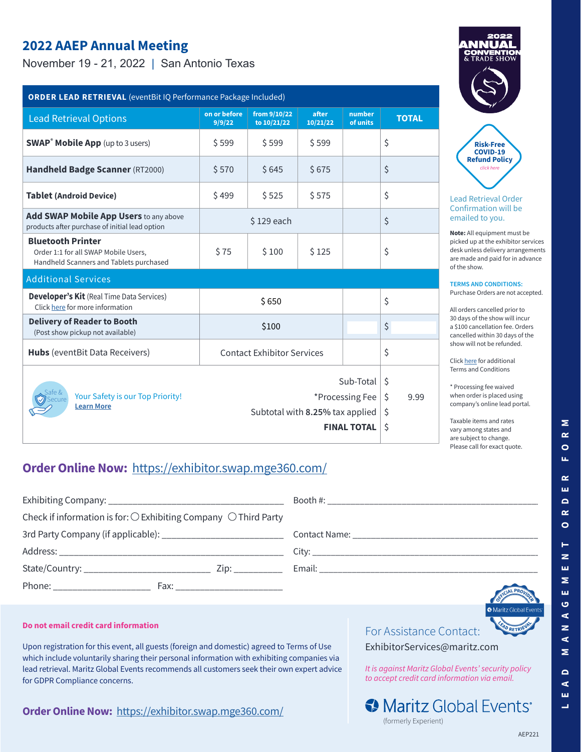# 2022 AAEP Annual Meeting

November 19 - 21, 2022 | San Antonio Texas

**ORDER LEAD RETRIEVAL** (eventBit IQ Performance Package Included)

| Lead Retrieval Options | on or before 9/9/22 | from 9/10/22 to 10/21/22 | after 10/21/22 | number of units | TOTAL |
|---|---|---|---|---|---|
| **SWAP® Mobile App** (up to 3 users) | $ 599 | $ 599 | $ 599 | | $ |
| **Handheld Badge Scanner** (RT2000) | $ 570 | $ 645 | $ 675 | | $ |
| **Tablet (Android Device)** | $ 499 | $ 525 | $ 575 | | $ |
| **Add SWAP Mobile App Users** to any above products after purchase of initial lead option | $ 129 each | | | | $ |
| **Bluetooth Printer** Order 1:1 for all SWAP Mobile Users, Handheld Scanners and Tablets purchased | $ 75 | $ 100 | $ 125 | | $ |
| **Additional Services** | | | | | |
| **Developer's Kit** (Real Time Data Services) Click here for more information | $ 650 | | | | $ |
| **Delivery of Reader to Booth** (Post show pickup not available) | $100 | | | | $ |
| **Hubs** (eventBit Data Receivers) | Contact Exhibitor Services | | | | $ |
| | | | | Sub-Total | $ |
| | | | | *Processing Fee | $ 9.99 |
| | | | | Subtotal with 8.25% tax applied | $ |
| | | | | **FINAL TOTAL** | $ |

Safe & Secure — Your Safety is our Top Priority! Learn More

2022 ANNUAL CONVENTION & TRADE SHOW

Risk-Free COVID-19 Refund Policy *click here*

Lead Retrieval Order Confirmation will be emailed to you.

**Note:** All equipment must be picked up at the exhibitor services desk unless delivery arrangements are made and paid for in advance of the show.

**TERMS AND CONDITIONS:**
Purchase Orders are not accepted.

All orders cancelled prior to 30 days of the show will incur a $100 cancellation fee. Orders cancelled within 30 days of the show will not be refunded.

Click here for additional Terms and Conditions

* Processing fee waived when order is placed using company's online lead portal.

Taxable items and rates vary among states and are subject to change. Please call for exact quote.

## Order Online Now: https://exhibitor.swap.mge360.com/

Exhibiting Company: ___________________________________ Booth #: ___________________________________

Check if information is for: ◯ Exhibiting Company ◯ Third Party

3rd Party Company (if applicable): ________________________ Contact Name: ___________________________________

Address: ___________________________________ City: ___________________________________

State/Country: _________________________ Zip: __________ Email: ___________________________________

Phone: ____________________ Fax: ______________________

**Do not email credit card information**

Upon registration for this event, all guests (foreign and domestic) agreed to Terms of Use which include voluntarily sharing their personal information with exhibiting companies via lead retrieval. Maritz Global Events recommends all customers seek their own expert advice for GDPR Compliance concerns.

**Order Online Now:** https://exhibitor.swap.mge360.com/

Official Provider — Maritz Global Events — Lead Retrieval

For Assistance Contact:
ExhibitorServices@maritz.com

*It is against Maritz Global Events' security policy to accept credit card information via email.*

Maritz Global Events (formerly Experient)

AEP221

LEAD MANAGEMENT ORDER FORM